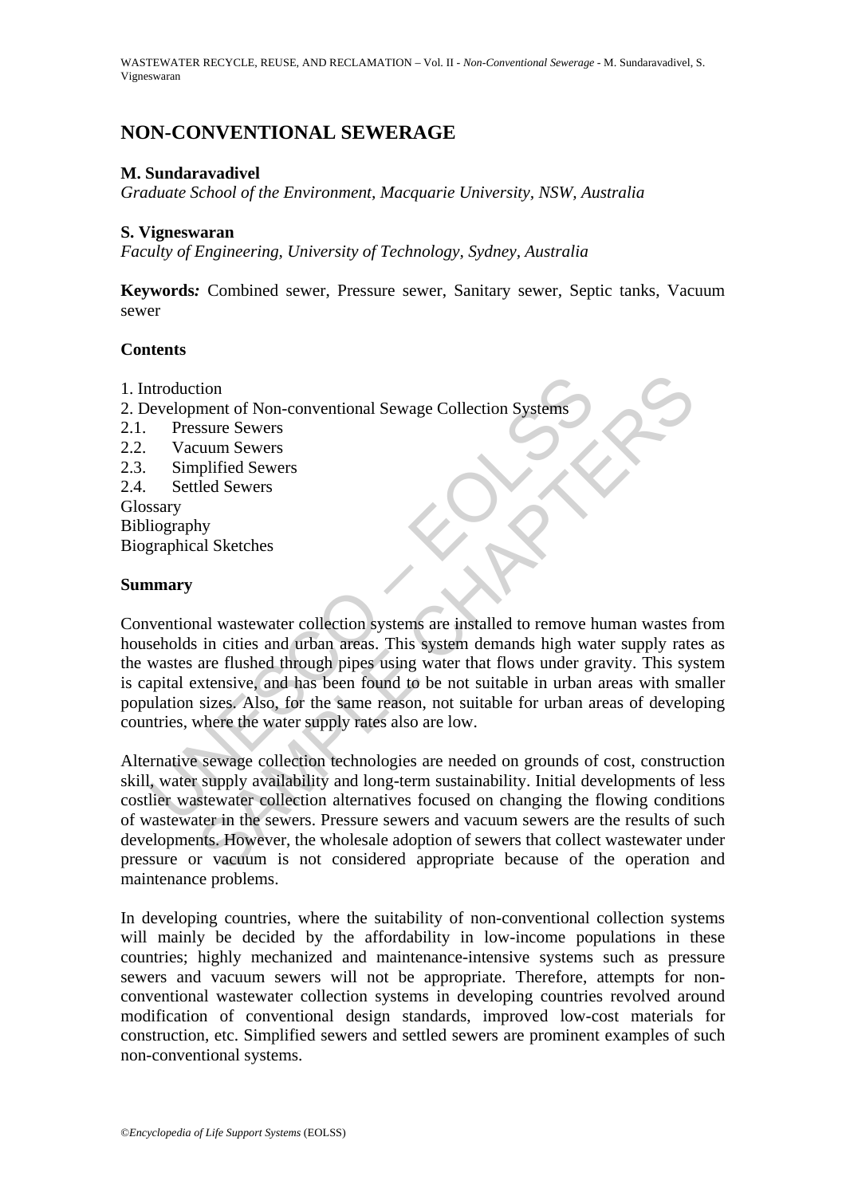# NON-CONVENTIONAL SEWERAGE

**M. Sundaravadivel**
*Graduate School of the Environment, Macquarie University, NSW, Australia*

**S. Vigneswaran**
*Faculty of Engineering, University of Technology, Sydney, Australia*

**Keywords***:* Combined sewer, Pressure sewer, Sanitary sewer, Septic tanks, Vacuum sewer

**Contents**

1. Introduction
2. Development of Non-conventional Sewage Collection Systems
2.1. Pressure Sewers
2.2. Vacuum Sewers
2.3. Simplified Sewers
2.4. Settled Sewers

Glossary
Bibliography
Biographical Sketches

**Summary**

Conventional wastewater collection systems are installed to remove human wastes from households in cities and urban areas. This system demands high water supply rates as the wastes are flushed through pipes using water that flows under gravity. This system is capital extensive, and has been found to be not suitable in urban areas with smaller population sizes. Also, for the same reason, not suitable for urban areas of developing countries, where the water supply rates also are low.

Alternative sewage collection technologies are needed on grounds of cost, construction skill, water supply availability and long-term sustainability. Initial developments of less costlier wastewater collection alternatives focused on changing the flowing conditions of wastewater in the sewers. Pressure sewers and vacuum sewers are the results of such developments. However, the wholesale adoption of sewers that collect wastewater under pressure or vacuum is not considered appropriate because of the operation and maintenance problems.

In developing countries, where the suitability of non-conventional collection systems will mainly be decided by the affordability in low-income populations in these countries; highly mechanized and maintenance-intensive systems such as pressure sewers and vacuum sewers will not be appropriate. Therefore, attempts for non-conventional wastewater collection systems in developing countries revolved around modification of conventional design standards, improved low-cost materials for construction, etc. Simplified sewers and settled sewers are prominent examples of such non-conventional systems.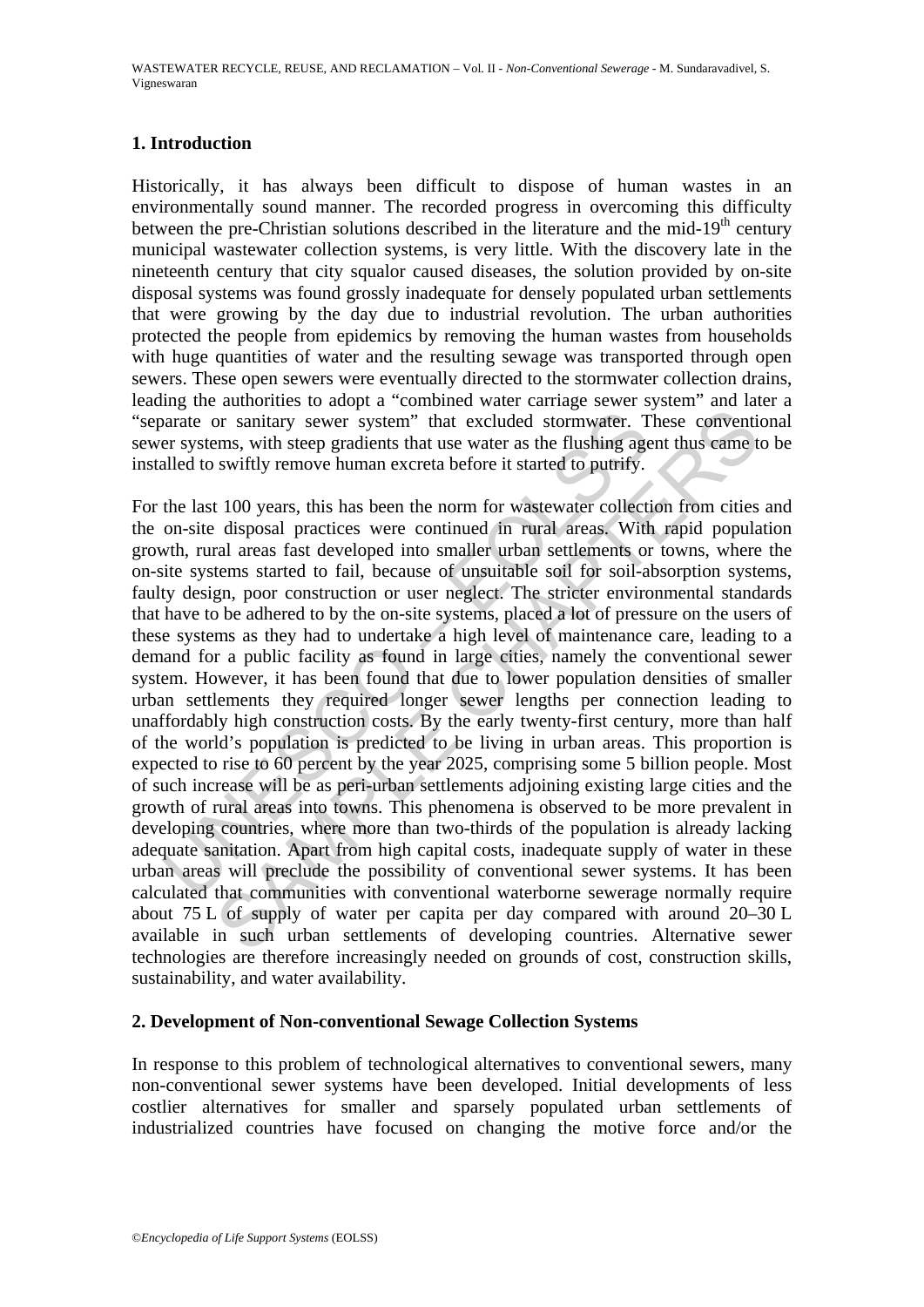## 1. Introduction

Historically, it has always been difficult to dispose of human wastes in an environmentally sound manner. The recorded progress in overcoming this difficulty between the pre-Christian solutions described in the literature and the mid-19th century municipal wastewater collection systems, is very little. With the discovery late in the nineteenth century that city squalor caused diseases, the solution provided by on-site disposal systems was found grossly inadequate for densely populated urban settlements that were growing by the day due to industrial revolution. The urban authorities protected the people from epidemics by removing the human wastes from households with huge quantities of water and the resulting sewage was transported through open sewers. These open sewers were eventually directed to the stormwater collection drains, leading the authorities to adopt a "combined water carriage sewer system" and later a "separate or sanitary sewer system" that excluded stormwater. These conventional sewer systems, with steep gradients that use water as the flushing agent thus came to be installed to swiftly remove human excreta before it started to putrify.

For the last 100 years, this has been the norm for wastewater collection from cities and the on-site disposal practices were continued in rural areas. With rapid population growth, rural areas fast developed into smaller urban settlements or towns, where the on-site systems started to fail, because of unsuitable soil for soil-absorption systems, faulty design, poor construction or user neglect. The stricter environmental standards that have to be adhered to by the on-site systems, placed a lot of pressure on the users of these systems as they had to undertake a high level of maintenance care, leading to a demand for a public facility as found in large cities, namely the conventional sewer system. However, it has been found that due to lower population densities of smaller urban settlements they required longer sewer lengths per connection leading to unaffordably high construction costs. By the early twenty-first century, more than half of the world's population is predicted to be living in urban areas. This proportion is expected to rise to 60 percent by the year 2025, comprising some 5 billion people. Most of such increase will be as peri-urban settlements adjoining existing large cities and the growth of rural areas into towns. This phenomena is observed to be more prevalent in developing countries, where more than two-thirds of the population is already lacking adequate sanitation. Apart from high capital costs, inadequate supply of water in these urban areas will preclude the possibility of conventional sewer systems. It has been calculated that communities with conventional waterborne sewerage normally require about 75 L of supply of water per capita per day compared with around 20–30 L available in such urban settlements of developing countries. Alternative sewer technologies are therefore increasingly needed on grounds of cost, construction skills, sustainability, and water availability.

## 2. Development of Non-conventional Sewage Collection Systems

In response to this problem of technological alternatives to conventional sewers, many non-conventional sewer systems have been developed. Initial developments of less costlier alternatives for smaller and sparsely populated urban settlements of industrialized countries have focused on changing the motive force and/or the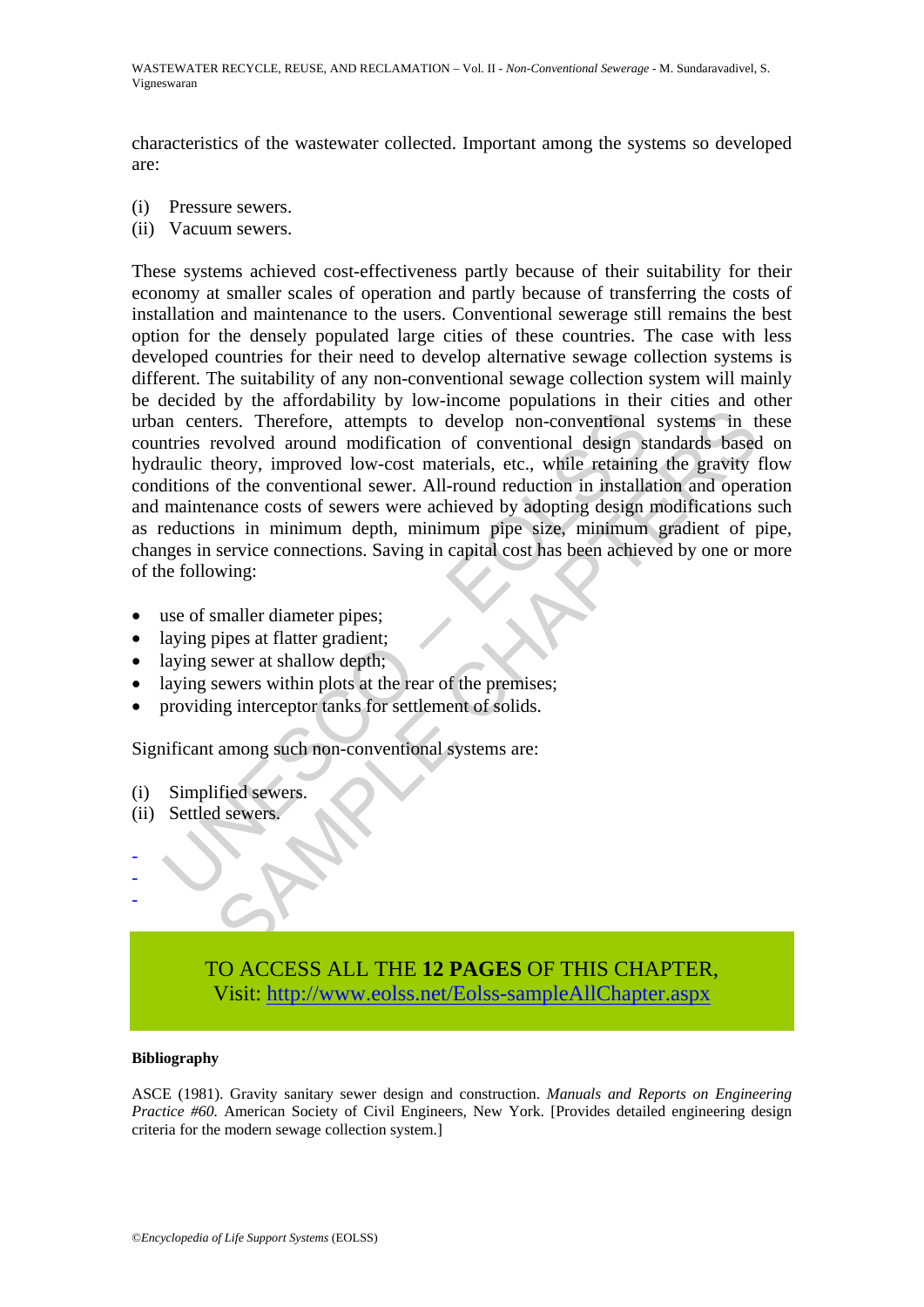characteristics of the wastewater collected. Important among the systems so developed are:

(i) Pressure sewers.
(ii) Vacuum sewers.

These systems achieved cost-effectiveness partly because of their suitability for their economy at smaller scales of operation and partly because of transferring the costs of installation and maintenance to the users. Conventional sewerage still remains the best option for the densely populated large cities of these countries. The case with less developed countries for their need to develop alternative sewage collection systems is different. The suitability of any non-conventional sewage collection system will mainly be decided by the affordability by low-income populations in their cities and other urban centers. Therefore, attempts to develop non-conventional systems in these countries revolved around modification of conventional design standards based on hydraulic theory, improved low-cost materials, etc., while retaining the gravity flow conditions of the conventional sewer. All-round reduction in installation and operation and maintenance costs of sewers were achieved by adopting design modifications such as reductions in minimum depth, minimum pipe size, minimum gradient of pipe, changes in service connections. Saving in capital cost has been achieved by one or more of the following:

- use of smaller diameter pipes;
- laying pipes at flatter gradient;
- laying sewer at shallow depth;
- laying sewers within plots at the rear of the premises;
- providing interceptor tanks for settlement of solids.

Significant among such non-conventional systems are:

(i) Simplified sewers.
(ii) Settled sewers.

-
-
-

TO ACCESS ALL THE **12 PAGES** OF THIS CHAPTER,
Visit: http://www.eolss.net/Eolss-sampleAllChapter.aspx

**Bibliography**

ASCE (1981). Gravity sanitary sewer design and construction. *Manuals and Reports on Engineering Practice #60.* American Society of Civil Engineers, New York. [Provides detailed engineering design criteria for the modern sewage collection system.]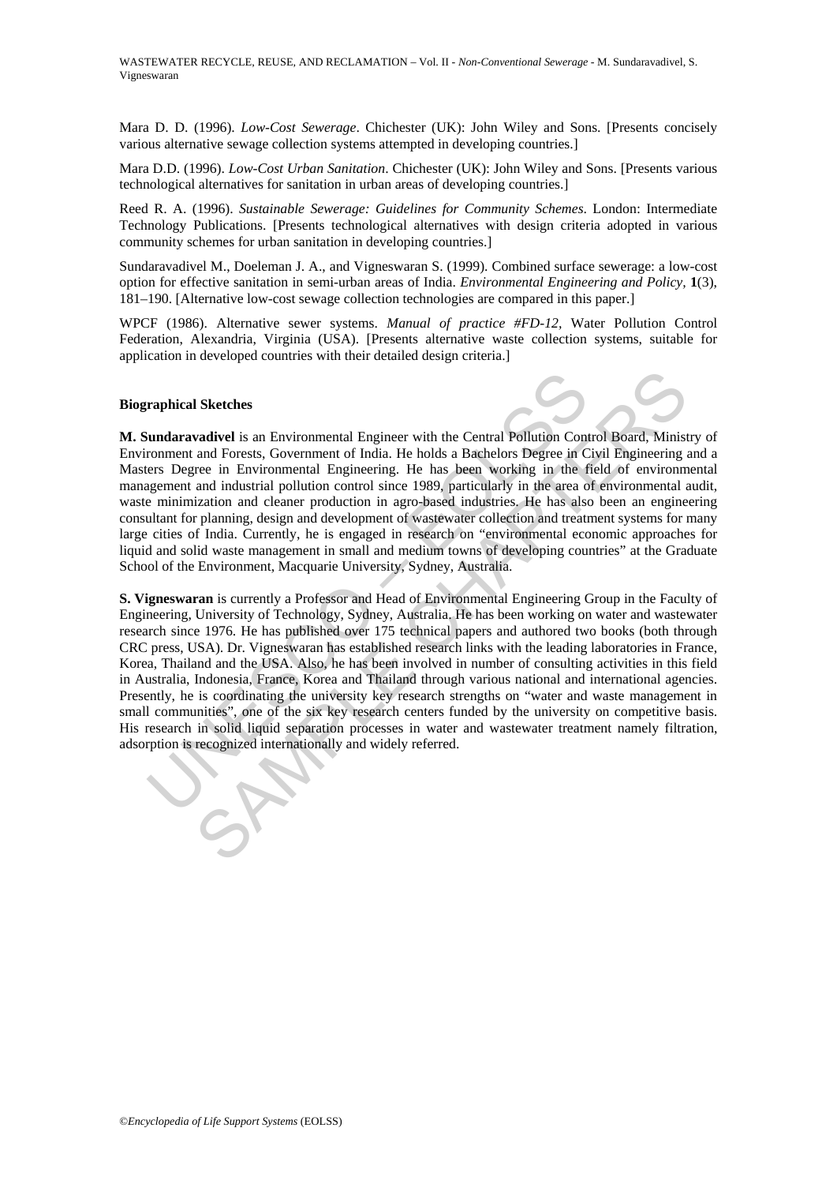Mara D. D. (1996). *Low-Cost Sewerage*. Chichester (UK): John Wiley and Sons. [Presents concisely various alternative sewage collection systems attempted in developing countries.]

Mara D.D. (1996). *Low-Cost Urban Sanitation*. Chichester (UK): John Wiley and Sons. [Presents various technological alternatives for sanitation in urban areas of developing countries.]

Reed R. A. (1996). *Sustainable Sewerage: Guidelines for Community Schemes*. London: Intermediate Technology Publications. [Presents technological alternatives with design criteria adopted in various community schemes for urban sanitation in developing countries.]

Sundaravadivel M., Doeleman J. A., and Vigneswaran S. (1999). Combined surface sewerage: a low-cost option for effective sanitation in semi-urban areas of India. *Environmental Engineering and Policy*, **1**(3), 181–190. [Alternative low-cost sewage collection technologies are compared in this paper.]

WPCF (1986). Alternative sewer systems. *Manual of practice #FD-12*, Water Pollution Control Federation, Alexandria, Virginia (USA). [Presents alternative waste collection systems, suitable for application in developed countries with their detailed design criteria.]

**Biographical Sketches**

**M. Sundaravadivel** is an Environmental Engineer with the Central Pollution Control Board, Ministry of Environment and Forests, Government of India. He holds a Bachelors Degree in Civil Engineering and a Masters Degree in Environmental Engineering. He has been working in the field of environmental management and industrial pollution control since 1989, particularly in the area of environmental audit, waste minimization and cleaner production in agro-based industries. He has also been an engineering consultant for planning, design and development of wastewater collection and treatment systems for many large cities of India. Currently, he is engaged in research on "environmental economic approaches for liquid and solid waste management in small and medium towns of developing countries" at the Graduate School of the Environment, Macquarie University, Sydney, Australia.

**S. Vigneswaran** is currently a Professor and Head of Environmental Engineering Group in the Faculty of Engineering, University of Technology, Sydney, Australia. He has been working on water and wastewater research since 1976. He has published over 175 technical papers and authored two books (both through CRC press, USA). Dr. Vigneswaran has established research links with the leading laboratories in France, Korea, Thailand and the USA. Also, he has been involved in number of consulting activities in this field in Australia, Indonesia, France, Korea and Thailand through various national and international agencies. Presently, he is coordinating the university key research strengths on "water and waste management in small communities", one of the six key research centers funded by the university on competitive basis. His research in solid liquid separation processes in water and wastewater treatment namely filtration, adsorption is recognized internationally and widely referred.